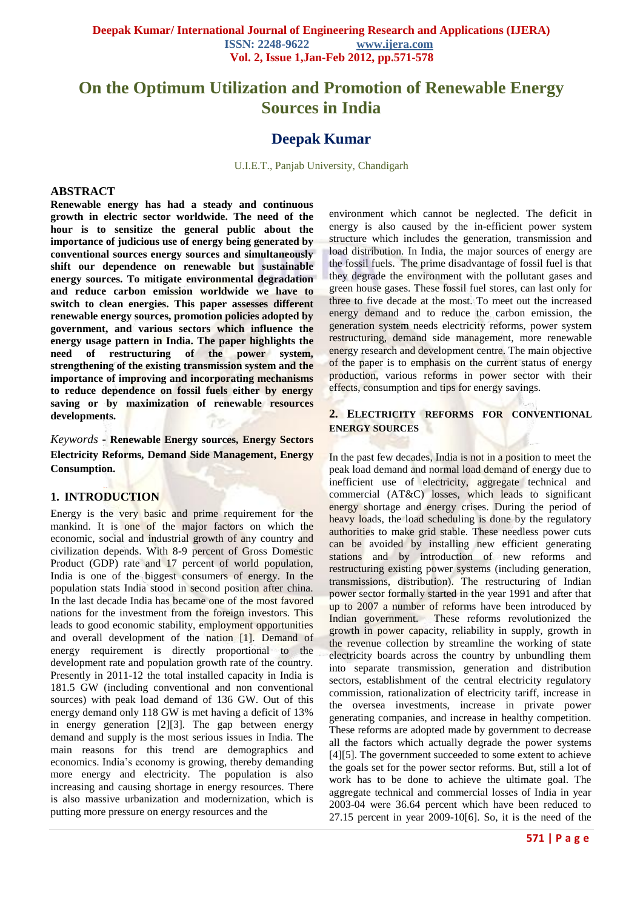# On the Optimum Utilization and Promotion of Renewable Energy Sources in India

## Deepak Kumar

U.I.E.T., Panjab University, Chandigarh

### ABSTRACT

**Renewable energy has had a steady and continuous growth in electric sector worldwide. The need of the hour is to sensitize the general public about the importance of judicious use of energy being generated by conventional sources energy sources and simultaneously shift our dependence on renewable but sustainable energy sources. To mitigate environmental degradation and reduce carbon emission worldwide we have to switch to clean energies. This paper assesses different renewable energy sources, promotion policies adopted by government, and various sectors which influence the energy usage pattern in India. The paper highlights the need of restructuring of the power system, strengthening of the existing transmission system and the importance of improving and incorporating mechanisms to reduce dependence on fossil fuels either by energy saving or by maximization of renewable resources developments.**

*Keywords* - **Renewable Energy sources, Energy Sectors Electricity Reforms, Demand Side Management, Energy Consumption.**

### 1. INTRODUCTION

Energy is the very basic and prime requirement for the mankind. It is one of the major factors on which the economic, social and industrial growth of any country and civilization depends. With 8-9 percent of Gross Domestic Product (GDP) rate and 17 percent of world population, India is one of the biggest consumers of energy. In the population stats India stood in second position after china. In the last decade India has became one of the most favored nations for the investment from the foreign investors. This leads to good economic stability, employment opportunities and overall development of the nation [1]. Demand of energy requirement is directly proportional to the development rate and population growth rate of the country. Presently in 2011-12 the total installed capacity in India is 181.5 GW (including conventional and non conventional sources) with peak load demand of 136 GW. Out of this energy demand only 118 GW is met having a deficit of 13% in energy generation [2][3]. The gap between energy demand and supply is the most serious issues in India. The main reasons for this trend are demographics and economics. India's economy is growing, thereby demanding more energy and electricity. The population is also increasing and causing shortage in energy resources. There is also massive urbanization and modernization, which is putting more pressure on energy resources and the environment which cannot be neglected. The deficit in energy is also caused by the in-efficient power system structure which includes the generation, transmission and load distribution. In India, the major sources of energy are the fossil fuels. The prime disadvantage of fossil fuel is that they degrade the environment with the pollutant gases and green house gases. These fossil fuel stores, can last only for three to five decade at the most. To meet out the increased energy demand and to reduce the carbon emission, the generation system needs electricity reforms, power system restructuring, demand side management, more renewable energy research and development centre. The main objective of the paper is to emphasis on the current status of energy production, various reforms in power sector with their effects, consumption and tips for energy savings.

### 2. ELECTRICITY REFORMS FOR CONVENTIONAL ENERGY SOURCES

In the past few decades, India is not in a position to meet the peak load demand and normal load demand of energy due to inefficient use of electricity, aggregate technical and commercial (AT&C) losses, which leads to significant energy shortage and energy crises. During the period of heavy loads, the load scheduling is done by the regulatory authorities to make grid stable. These needless power cuts can be avoided by installing new efficient generating stations and by introduction of new reforms and restructuring existing power systems (including generation, transmissions, distribution). The restructuring of Indian power sector formally started in the year 1991 and after that up to 2007 a number of reforms have been introduced by Indian government. These reforms revolutionized the growth in power capacity, reliability in supply, growth in the revenue collection by streamline the working of state electricity boards across the country by unbundling them into separate transmission, generation and distribution sectors, establishment of the central electricity regulatory commission, rationalization of electricity tariff, increase in the oversea investments, increase in private power generating companies, and increase in healthy competition. These reforms are adopted made by government to decrease all the factors which actually degrade the power systems [4][5]. The government succeeded to some extent to achieve the goals set for the power sector reforms. But, still a lot of work has to be done to achieve the ultimate goal. The aggregate technical and commercial losses of India in year 2003-04 were 36.64 percent which have been reduced to 27.15 percent in year 2009-10[6]. So, it is the need of the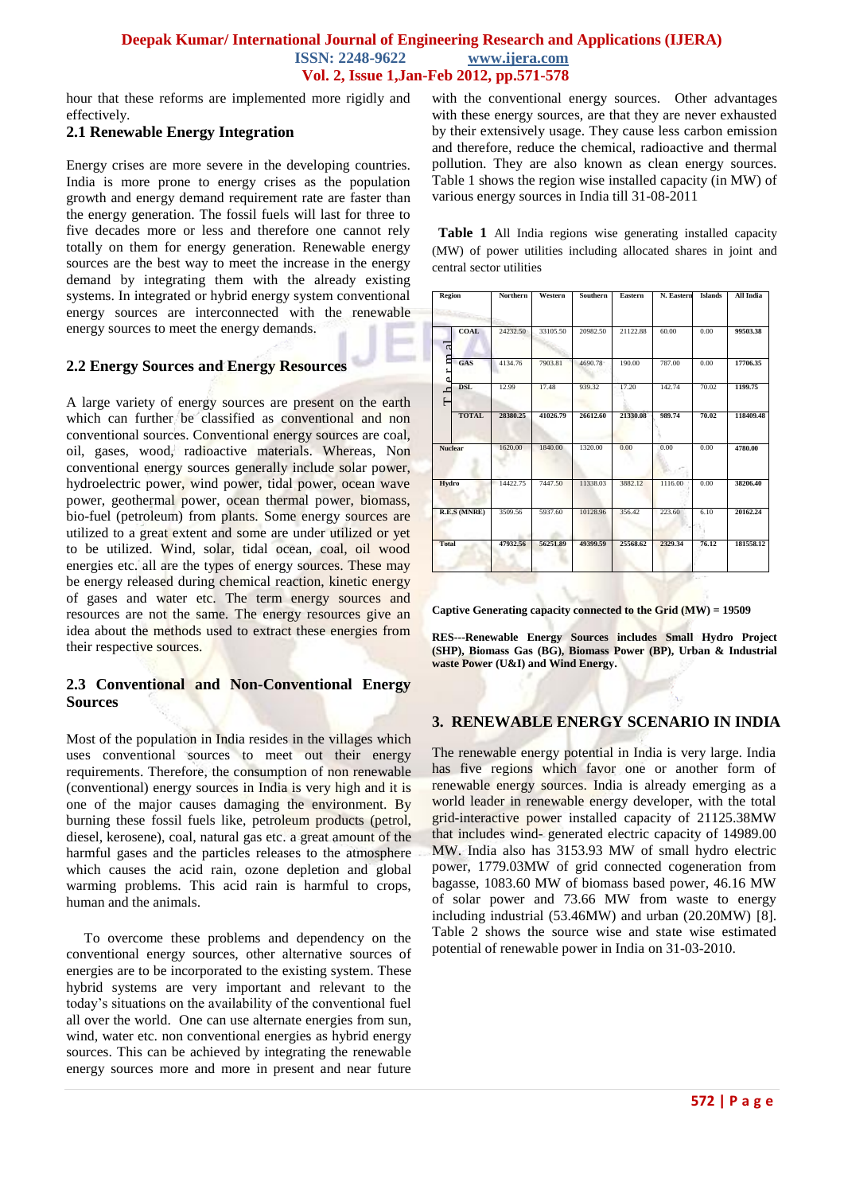hour that these reforms are implemented more rigidly and effectively.

## 2.1 Renewable Energy Integration

Energy crises are more severe in the developing countries. India is more prone to energy crises as the population growth and energy demand requirement rate are faster than the energy generation. The fossil fuels will last for three to five decades more or less and therefore one cannot rely totally on them for energy generation. Renewable energy sources are the best way to meet the increase in the energy demand by integrating them with the already existing systems. In integrated or hybrid energy system conventional energy sources are interconnected with the renewable energy sources to meet the energy demands.

## 2.2 Energy Sources and Energy Resources

A large variety of energy sources are present on the earth which can further be classified as conventional and non conventional sources. Conventional energy sources are coal, oil, gases, wood, radioactive materials. Whereas, Non conventional energy sources generally include solar power, hydroelectric power, wind power, tidal power, ocean wave power, geothermal power, ocean thermal power, biomass, bio-fuel (petroleum) from plants. Some energy sources are utilized to a great extent and some are under utilized or yet to be utilized. Wind, solar, tidal ocean, coal, oil wood energies etc. all are the types of energy sources. These may be energy released during chemical reaction, kinetic energy of gases and water etc. The term energy sources and resources are not the same. The energy resources give an idea about the methods used to extract these energies from their respective sources.

## 2.3 Conventional and Non-Conventional Energy Sources

Most of the population in India resides in the villages which uses conventional sources to meet out their energy requirements. Therefore, the consumption of non renewable (conventional) energy sources in India is very high and it is one of the major causes damaging the environment. By burning these fossil fuels like, petroleum products (petrol, diesel, kerosene), coal, natural gas etc. a great amount of the harmful gases and the particles releases to the atmosphere which causes the acid rain, ozone depletion and global warming problems. This acid rain is harmful to crops, human and the animals.

To overcome these problems and dependency on the conventional energy sources, other alternative sources of energies are to be incorporated to the existing system. These hybrid systems are very important and relevant to the today's situations on the availability of the conventional fuel all over the world. One can use alternate energies from sun, wind, water etc. non conventional energies as hybrid energy sources. This can be achieved by integrating the renewable energy sources more and more in present and near future with the conventional energy sources. Other advantages with these energy sources, are that they are never exhausted by their extensively usage. They cause less carbon emission and therefore, reduce the chemical, radioactive and thermal pollution. They are also known as clean energy sources. Table 1 shows the region wise installed capacity (in MW) of various energy sources in India till 31-08-2011

**Table 1** All India regions wise generating installed capacity (MW) of power utilities including allocated shares in joint and central sector utilities

| Region | | Northern | Western | Southern | Eastern | N. Eastern | Islands | All India |
|---|---|---|---|---|---|---|---|---|
| Thermal | COAL | 24232.50 | 33105.50 | 20982.50 | 21122.88 | 60.00 | 0.00 | 99503.38 |
| | GAS | 4134.76 | 7903.81 | 4690.78 | 190.00 | 787.00 | 0.00 | 17706.35 |
| | DSL | 12.99 | 17.48 | 939.32 | 17.20 | 142.74 | 70.02 | 1199.75 |
| | TOTAL | 28380.25 | 41026.79 | 26612.60 | 21330.08 | 989.74 | 70.02 | 118409.48 |
| Nuclear | | 1620.00 | 1840.00 | 1320.00 | 0.00 | 0.00 | 0.00 | 4780.00 |
| Hydro | | 14422.75 | 7447.50 | 11338.03 | 3882.12 | 1116.00 | 0.00 | 38206.40 |
| R.E.S (MNRE) | | 3509.56 | 5937.60 | 10128.96 | 356.42 | 223.60 | 6.10 | 20162.24 |
| Total | | 47932.56 | 56251.89 | 49399.59 | 25568.62 | 2329.34 | 76.12 | 181558.12 |

**Captive Generating capacity connected to the Grid (MW) = 19509**

**RES---Renewable Energy Sources includes Small Hydro Project (SHP), Biomass Gas (BG), Biomass Power (BP), Urban & Industrial waste Power (U&I) and Wind Energy.**

# 3. RENEWABLE ENERGY SCENARIO IN INDIA

The renewable energy potential in India is very large. India has five regions which favor one or another form of renewable energy sources. India is already emerging as a world leader in renewable energy developer, with the total grid-interactive power installed capacity of 21125.38MW that includes wind- generated electric capacity of 14989.00 MW. India also has 3153.93 MW of small hydro electric power, 1779.03MW of grid connected cogeneration from bagasse, 1083.60 MW of biomass based power, 46.16 MW of solar power and 73.66 MW from waste to energy including industrial (53.46MW) and urban (20.20MW) [8]. Table 2 shows the source wise and state wise estimated potential of renewable power in India on 31-03-2010.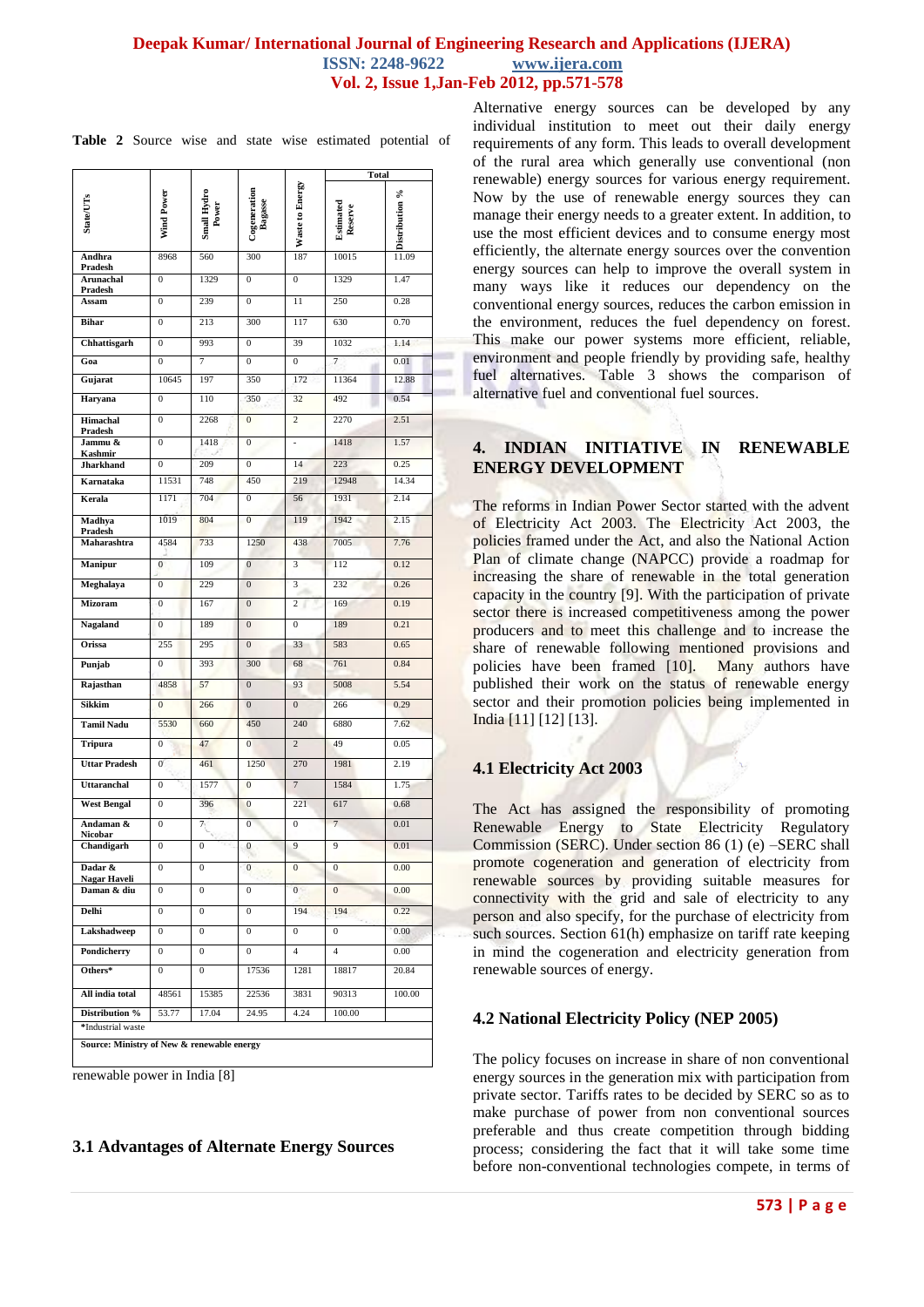**Table 2** Source wise and state wise estimated potential of renewable power in India [8]

| State/UTs | Wind Power | Small Hydro Power | Cogeneration Bagasse | Waste to Energy | Total | |
|---|---|---|---|---|---|---|
| | | | | | Estimated Reserve | Distribution % |
| Andhra Pradesh | 8968 | 560 | 300 | 187 | 10015 | 11.09 |
| Arunachal Pradesh | 0 | 1329 | 0 | 0 | 1329 | 1.47 |
| Assam | 0 | 239 | 0 | 11 | 250 | 0.28 |
| Bihar | 0 | 213 | 300 | 117 | 630 | 0.70 |
| Chhattisgarh | 0 | 993 | 0 | 39 | 1032 | 1.14 |
| Goa | 0 | 7 | 0 | 0 | 7 | 0.01 |
| Gujarat | 10645 | 197 | 350 | 172 | 11364 | 12.88 |
| Haryana | 0 | 110 | 350 | 32 | 492 | 0.54 |
| Himachal Pradesh | 0 | 2268 | 0 | 2 | 2270 | 2.51 |
| Jammu & Kashmir | 0 | 1418 | 0 | - | 1418 | 1.57 |
| Jharkhand | 0 | 209 | 0 | 14 | 223 | 0.25 |
| Karnataka | 11531 | 748 | 450 | 219 | 12948 | 14.34 |
| Kerala | 1171 | 704 | 0 | 56 | 1931 | 2.14 |
| Madhya Pradesh | 1019 | 804 | 0 | 119 | 1942 | 2.15 |
| Maharashtra | 4584 | 733 | 1250 | 438 | 7005 | 7.76 |
| Manipur | 0 | 109 | 0 | 3 | 112 | 0.12 |
| Meghalaya | 0 | 229 | 0 | 3 | 232 | 0.26 |
| Mizoram | 0 | 167 | 0 | 2 | 169 | 0.19 |
| Nagaland | 0 | 189 | 0 | 0 | 189 | 0.21 |
| Orissa | 255 | 295 | 0 | 33 | 583 | 0.65 |
| Punjab | 0 | 393 | 300 | 68 | 761 | 0.84 |
| Rajasthan | 4858 | 57 | 0 | 93 | 5008 | 5.54 |
| Sikkim | 0 | 266 | 0 | 0 | 266 | 0.29 |
| Tamil Nadu | 5530 | 660 | 450 | 240 | 6880 | 7.62 |
| Tripura | 0 | 47 | 0 | 2 | 49 | 0.05 |
| Uttar Pradesh | 0 | 461 | 1250 | 270 | 1981 | 2.19 |
| Uttaranchal | 0 | 1577 | 0 | 7 | 1584 | 1.75 |
| West Bengal | 0 | 396 | 0 | 221 | 617 | 0.68 |
| Andaman & Nicobar | 0 | 7 | 0 | 0 | 7 | 0.01 |
| Chandigarh | 0 | 0 | 0 | 9 | 9 | 0.01 |
| Dadar & Nagar Haveli | 0 | 0 | 0 | 0 | 0 | 0.00 |
| Daman & diu | 0 | 0 | 0 | 0 | 0 | 0.00 |
| Delhi | 0 | 0 | 0 | 194 | 194 | 0.22 |
| Lakshadweep | 0 | 0 | 0 | 0 | 0 | 0.00 |
| Pondicherry | 0 | 0 | 0 | 4 | 4 | 0.00 |
| Others* | 0 | 0 | 17536 | 1281 | 18817 | 20.84 |
| All india total | 48561 | 15385 | 22536 | 3831 | 90313 | 100.00 |
| Distribution % | 53.77 | 17.04 | 24.95 | 4.24 | 100.00 | |

*Industrial waste

Source: Ministry of New & renewable energy

### 3.1 Advantages of Alternate Energy Sources

Alternative energy sources can be developed by any individual institution to meet out their daily energy requirements of any form. This leads to overall development of the rural area which generally use conventional (non renewable) energy sources for various energy requirement. Now by the use of renewable energy sources they can manage their energy needs to a greater extent. In addition, to use the most efficient devices and to consume energy most efficiently, the alternate energy sources over the convention energy sources can help to improve the overall system in many ways like it reduces our dependency on the conventional energy sources, reduces the carbon emission in the environment, reduces the fuel dependency on forest. This make our power systems more efficient, reliable, environment and people friendly by providing safe, healthy fuel alternatives. Table 3 shows the comparison of alternative fuel and conventional fuel sources.

## 4. INDIAN INITIATIVE IN RENEWABLE ENERGY DEVELOPMENT

The reforms in Indian Power Sector started with the advent of Electricity Act 2003. The Electricity Act 2003, the policies framed under the Act, and also the National Action Plan of climate change (NAPCC) provide a roadmap for increasing the share of renewable in the total generation capacity in the country [9]. With the participation of private sector there is increased competitiveness among the power producers and to meet this challenge and to increase the share of renewable following mentioned provisions and policies have been framed [10]. Many authors have published their work on the status of renewable energy sector and their promotion policies being implemented in India [11] [12] [13].

### 4.1 Electricity Act 2003

The Act has assigned the responsibility of promoting Renewable Energy to State Electricity Regulatory Commission (SERC). Under section 86 (1) (e) –SERC shall promote cogeneration and generation of electricity from renewable sources by providing suitable measures for connectivity with the grid and sale of electricity to any person and also specify, for the purchase of electricity from such sources. Section 61(h) emphasize on tariff rate keeping in mind the cogeneration and electricity generation from renewable sources of energy.

### 4.2 National Electricity Policy (NEP 2005)

The policy focuses on increase in share of non conventional energy sources in the generation mix with participation from private sector. Tariffs rates to be decided by SERC so as to make purchase of power from non conventional sources preferable and thus create competition through bidding process; considering the fact that it will take some time before non-conventional technologies compete, in terms of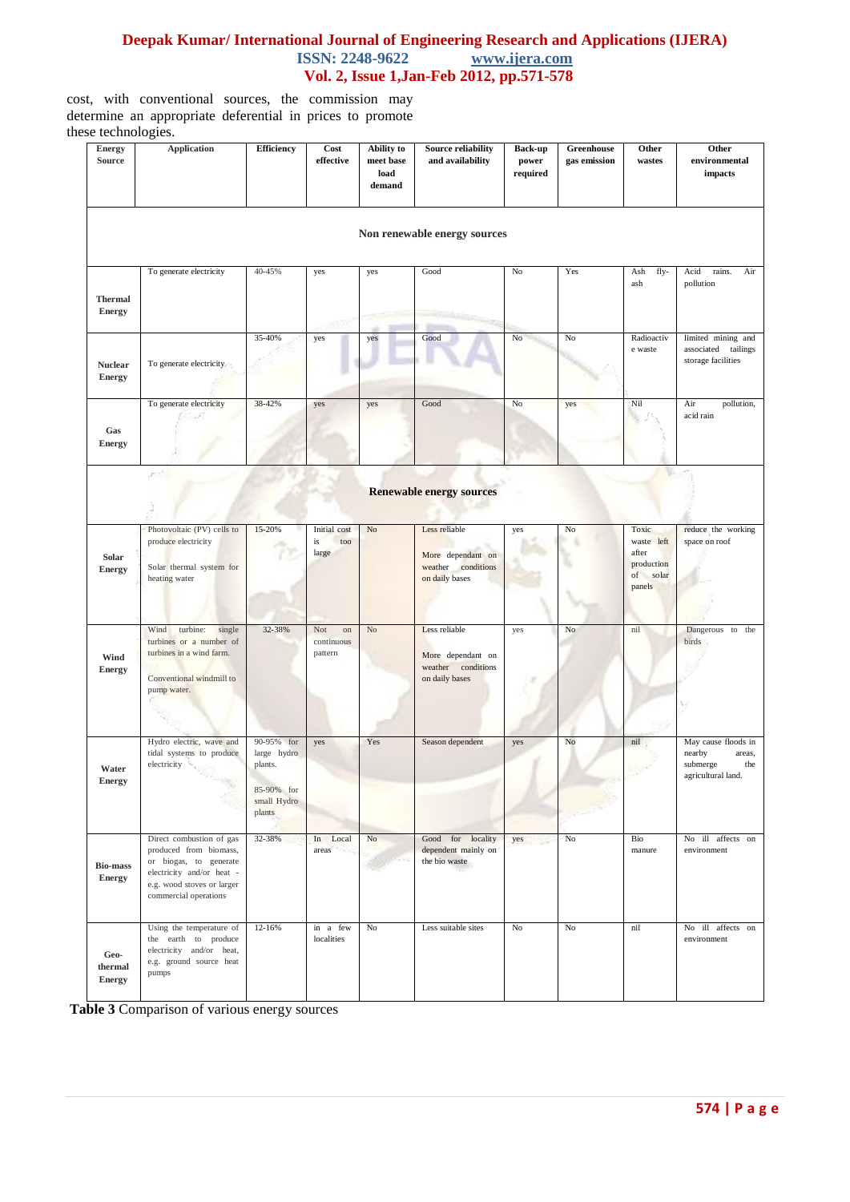cost, with conventional sources, the commission may determine an appropriate deferential in prices to promote these technologies.

| Energy Source | Application | Efficiency | Cost effective | Ability to meet base load demand | Source reliability and availability | Back-up power required | Greenhouse gas emission | Other wastes | Other environmental impacts |
|---|---|---|---|---|---|---|---|---|---|
| **Non renewable energy sources** | | | | | | | | | |
| **Thermal Energy** | To generate electricity | 40-45% | yes | yes | Good | No | Yes | Ash fly-ash | Acid rains. Air pollution |
| **Nuclear Energy** | To generate electricity | 35-40% | yes | yes | Good | No | No | Radioactive waste | limited mining and associated tailings storage facilities |
| **Gas Energy** | To generate electricity | 38-42% | yes | yes | Good | No | yes | Nil | Air pollution, acid rain |
| **Renewable energy sources** | | | | | | | | | |
| **Solar Energy** | Photovoltaic (PV) cells to produce electricity<br><br>Solar thermal system for heating water | 15-20% | Initial cost is too large | No | Less reliable<br><br>More dependant on weather conditions on daily bases | yes | No | Toxic waste left after production of solar panels | reduce the working space on roof |
| **Wind Energy** | Wind turbine: single turbines or a number of turbines in a wind farm.<br><br>Conventional windmill to pump water. | 32-38% | Not on continuous pattern | No | Less reliable<br><br>More dependant on weather conditions on daily bases | yes | No | nil | Dangerous to the birds |
| **Water Energy** | Hydro electric, wave and tidal systems to produce electricity | 90-95% for large hydro plants.<br><br>85-90% for small Hydro plants | yes | Yes | Season dependent | yes | No | nil | May cause floods in nearby areas, submerge the agricultural land. |
| **Bio-mass Energy** | Direct combustion of gas produced from biomass, or biogas, to generate electricity and/or heat - e.g. wood stoves or larger commercial operations | 32-38% | In Local areas | No | Good for locality dependent mainly on the bio waste | yes | No | Bio manure | No ill affects on environment |
| **Geo-thermal Energy** | Using the temperature of the earth to produce electricity and/or heat, e.g. ground source heat pumps | 12-16% | in a few localities | No | Less suitable sites | No | No | nil | No ill affects on environment |

**Table 3** Comparison of various energy sources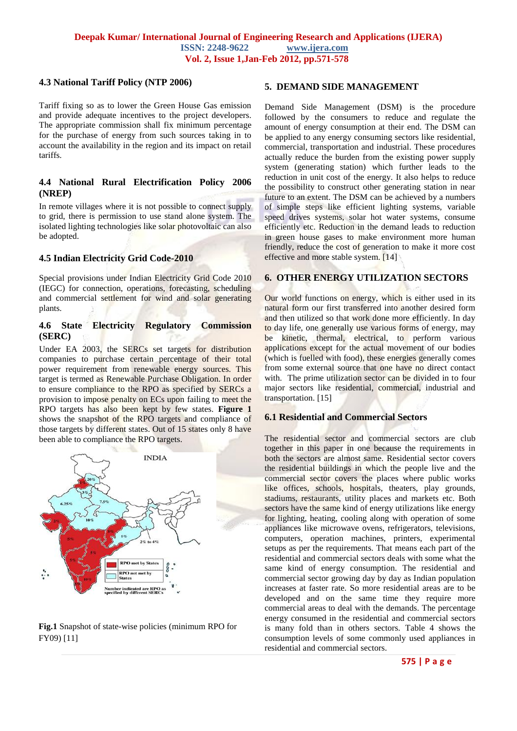### 4.3 National Tariff Policy (NTP 2006)

Tariff fixing so as to lower the Green House Gas emission and provide adequate incentives to the project developers. The appropriate commission shall fix minimum percentage for the purchase of energy from such sources taking in to account the availability in the region and its impact on retail tariffs.

### 4.4 National Rural Electrification Policy 2006 (NREP)

In remote villages where it is not possible to connect supply to grid, there is permission to use stand alone system. The isolated lighting technologies like solar photovoltaic can also be adopted.

### 4.5 Indian Electricity Grid Code-2010

Special provisions under Indian Electricity Grid Code 2010 (IEGC) for connection, operations, forecasting, scheduling and commercial settlement for wind and solar generating plants.

### 4.6 State Electricity Regulatory Commission (SERC)

Under EA 2003, the SERCs set targets for distribution companies to purchase certain percentage of their total power requirement from renewable energy sources. This target is termed as Renewable Purchase Obligation. In order to ensure compliance to the RPO as specified by SERCs a provision to impose penalty on ECs upon failing to meet the RPO targets has also been kept by few states. **Figure 1** shows the snapshot of the RPO targets and compliance of those targets by different states. Out of 15 states only 8 have been able to compliance the RPO targets.

**Fig.1** Snapshot of state-wise policies (minimum RPO for FY09) [11]

## 5. DEMAND SIDE MANAGEMENT

Demand Side Management (DSM) is the procedure followed by the consumers to reduce and regulate the amount of energy consumption at their end. The DSM can be applied to any energy consuming sectors like residential, commercial, transportation and industrial. These procedures actually reduce the burden from the existing power supply system (generating station) which further leads to the reduction in unit cost of the energy. It also helps to reduce the possibility to construct other generating station in near future to an extent. The DSM can be achieved by a numbers of simple steps like efficient lighting systems, variable speed drives systems, solar hot water systems, consume efficiently etc. Reduction in the demand leads to reduction in green house gases to make environment more human friendly, reduce the cost of generation to make it more cost effective and more stable system. [14]

## 6. OTHER ENERGY UTILIZATION SECTORS

Our world functions on energy, which is either used in its natural form our first transferred into another desired form and then utilized so that work done more efficiently. In day to day life, one generally use various forms of energy, may be kinetic, thermal, electrical, to perform various applications except for the actual movement of our bodies (which is fuelled with food), these energies generally comes from some external source that one have no direct contact with. The prime utilization sector can be divided in to four major sectors like residential, commercial, industrial and transportation. [15]

### 6.1 Residential and Commercial Sectors

The residential sector and commercial sectors are club together in this paper in one because the requirements in both the sectors are almost same. Residential sector covers the residential buildings in which the people live and the commercial sector covers the places where public works like offices, schools, hospitals, theaters, play grounds, stadiums, restaurants, utility places and markets etc. Both sectors have the same kind of energy utilizations like energy for lighting, heating, cooling along with operation of some appliances like microwave ovens, refrigerators, televisions, computers, operation machines, printers, experimental setups as per the requirements. That means each part of the residential and commercial sectors deals with some what the same kind of energy consumption. The residential and commercial sector growing day by day as Indian population increases at faster rate. So more residential areas are to be developed and on the same time they require more commercial areas to deal with the demands. The percentage energy consumed in the residential and commercial sectors is many fold than in others sectors. Table 4 shows the consumption levels of some commonly used appliances in residential and commercial sectors.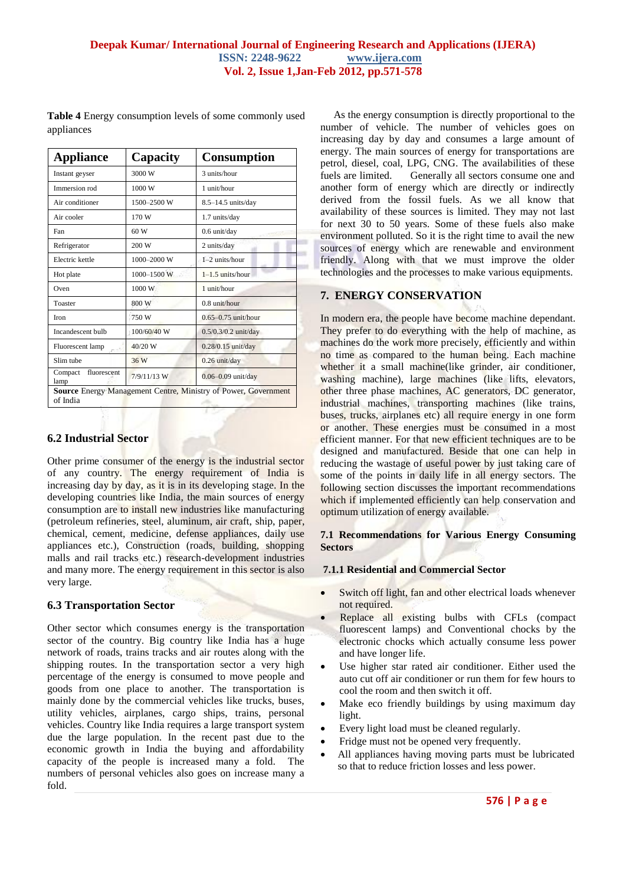**Table 4** Energy consumption levels of some commonly used appliances

| Appliance | Capacity | Consumption |
|---|---|---|
| Instant geyser | 3000 W | 3 units/hour |
| Immersion rod | 1000 W | 1 unit/hour |
| Air conditioner | 1500–2500 W | 8.5–14.5 units/day |
| Air cooler | 170 W | 1.7 units/day |
| Fan | 60 W | 0.6 unit/day |
| Refrigerator | 200 W | 2 units/day |
| Electric kettle | 1000–2000 W | 1–2 units/hour |
| Hot plate | 1000–1500 W | 1–1.5 units/hour |
| Oven | 1000 W | 1 unit/hour |
| Toaster | 800 W | 0.8 unit/hour |
| Iron | 750 W | 0.65–0.75 unit/hour |
| Incandescent bulb | 100/60/40 W | 0.5/0.3/0.2 unit/day |
| Fluorescent lamp | 40/20 W | 0.28/0.15 unit/day |
| Slim tube | 36 W | 0.26 unit/day |
| Compact fluorescent lamp | 7/9/11/13 W | 0.06–0.09 unit/day |

**Source** Energy Management Centre, Ministry of Power, Government of India

### 6.2 Industrial Sector

Other prime consumer of the energy is the industrial sector of any country. The energy requirement of India is increasing day by day, as it is in its developing stage. In the developing countries like India, the main sources of energy consumption are to install new industries like manufacturing (petroleum refineries, steel, aluminum, air craft, ship, paper, chemical, cement, medicine, defense appliances, daily use appliances etc.), Construction (roads, building, shopping malls and rail tracks etc.) research-development industries and many more. The energy requirement in this sector is also very large.

### 6.3 Transportation Sector

Other sector which consumes energy is the transportation sector of the country. Big country like India has a huge network of roads, trains tracks and air routes along with the shipping routes. In the transportation sector a very high percentage of the energy is consumed to move people and goods from one place to another. The transportation is mainly done by the commercial vehicles like trucks, buses, utility vehicles, airplanes, cargo ships, trains, personal vehicles. Country like India requires a large transport system due the large population. In the recent past due to the economic growth in India the buying and affordability capacity of the people is increased many a fold. The numbers of personal vehicles also goes on increase many a fold.

As the energy consumption is directly proportional to the number of vehicle. The number of vehicles goes on increasing day by day and consumes a large amount of energy. The main sources of energy for transportations are petrol, diesel, coal, LPG, CNG. The availabilities of these fuels are limited. Generally all sectors consume one and another form of energy which are directly or indirectly derived from the fossil fuels. As we all know that availability of these sources is limited. They may not last for next 30 to 50 years. Some of these fuels also make environment polluted. So it is the right time to avail the new sources of energy which are renewable and environment friendly. Along with that we must improve the older technologies and the processes to make various equipments.

## 7. ENERGY CONSERVATION

In modern era, the people have become machine dependant. They prefer to do everything with the help of machine, as machines do the work more precisely, efficiently and within no time as compared to the human being. Each machine whether it a small machine(like grinder, air conditioner, washing machine), large machines (like lifts, elevators, other three phase machines, AC generators, DC generator, industrial machines, transporting machines (like trains, buses, trucks, airplanes etc) all require energy in one form or another. These energies must be consumed in a most efficient manner. For that new efficient techniques are to be designed and manufactured. Beside that one can help in reducing the wastage of useful power by just taking care of some of the points in daily life in all energy sectors. The following section discusses the important recommendations which if implemented efficiently can help conservation and optimum utilization of energy available.

### 7.1 Recommendations for Various Energy Consuming Sectors

#### 7.1.1 Residential and Commercial Sector

- Switch off light, fan and other electrical loads whenever not required.
- Replace all existing bulbs with CFLs (compact fluorescent lamps) and Conventional chocks by the electronic chocks which actually consume less power and have longer life.
- Use higher star rated air conditioner. Either used the auto cut off air conditioner or run them for few hours to cool the room and then switch it off.
- Make eco friendly buildings by using maximum day light.
- Every light load must be cleaned regularly.
- Fridge must not be opened very frequently.
- All appliances having moving parts must be lubricated so that to reduce friction losses and less power.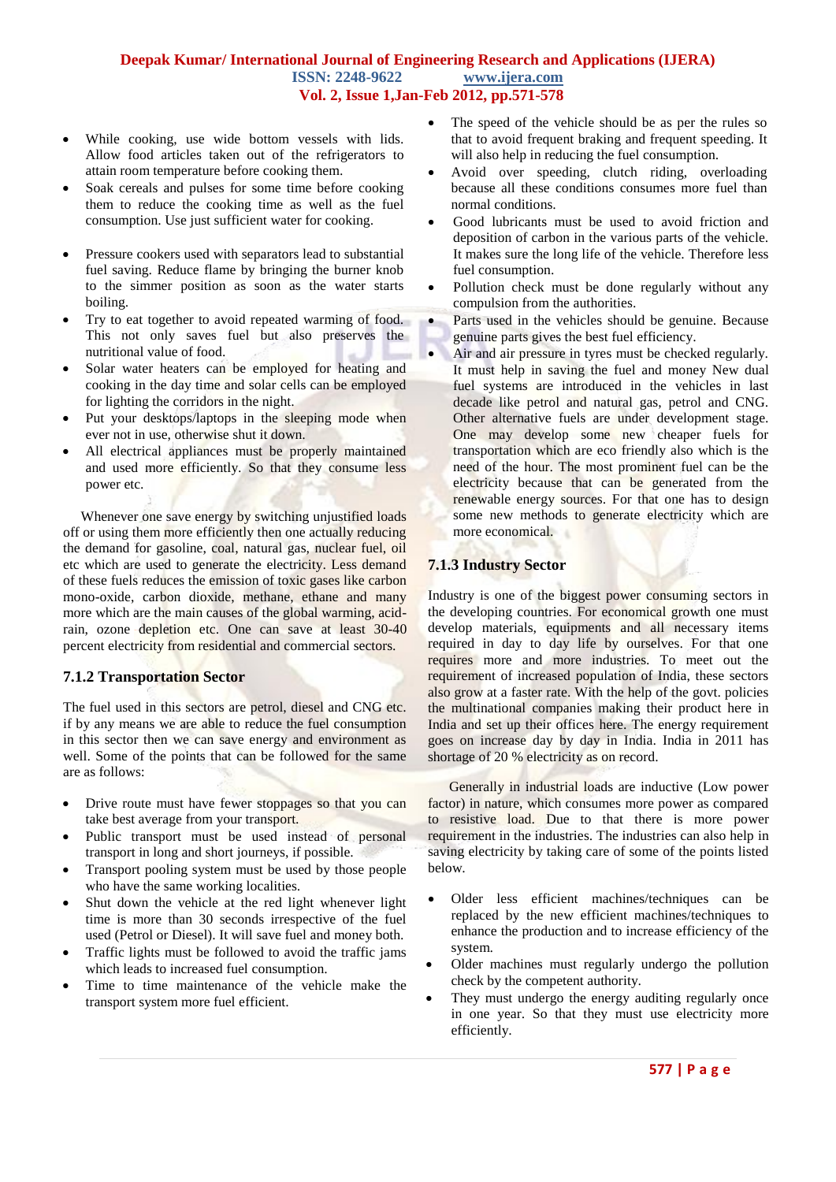- While cooking, use wide bottom vessels with lids. Allow food articles taken out of the refrigerators to attain room temperature before cooking them.
- Soak cereals and pulses for some time before cooking them to reduce the cooking time as well as the fuel consumption. Use just sufficient water for cooking.
- Pressure cookers used with separators lead to substantial fuel saving. Reduce flame by bringing the burner knob to the simmer position as soon as the water starts boiling.
- Try to eat together to avoid repeated warming of food. This not only saves fuel but also preserves the nutritional value of food.
- Solar water heaters can be employed for heating and cooking in the day time and solar cells can be employed for lighting the corridors in the night.
- Put your desktops/laptops in the sleeping mode when ever not in use, otherwise shut it down.
- All electrical appliances must be properly maintained and used more efficiently. So that they consume less power etc.

Whenever one save energy by switching unjustified loads off or using them more efficiently then one actually reducing the demand for gasoline, coal, natural gas, nuclear fuel, oil etc which are used to generate the electricity. Less demand of these fuels reduces the emission of toxic gases like carbon mono-oxide, carbon dioxide, methane, ethane and many more which are the main causes of the global warming, acid-rain, ozone depletion etc. One can save at least 30-40 percent electricity from residential and commercial sectors.

### 7.1.2 Transportation Sector

The fuel used in this sectors are petrol, diesel and CNG etc. if by any means we are able to reduce the fuel consumption in this sector then we can save energy and environment as well. Some of the points that can be followed for the same are as follows:

- Drive route must have fewer stoppages so that you can take best average from your transport.
- Public transport must be used instead of personal transport in long and short journeys, if possible.
- Transport pooling system must be used by those people who have the same working localities.
- Shut down the vehicle at the red light whenever light time is more than 30 seconds irrespective of the fuel used (Petrol or Diesel). It will save fuel and money both.
- Traffic lights must be followed to avoid the traffic jams which leads to increased fuel consumption.
- Time to time maintenance of the vehicle make the transport system more fuel efficient.
- The speed of the vehicle should be as per the rules so that to avoid frequent braking and frequent speeding. It will also help in reducing the fuel consumption.
- Avoid over speeding, clutch riding, overloading because all these conditions consumes more fuel than normal conditions.
- Good lubricants must be used to avoid friction and deposition of carbon in the various parts of the vehicle. It makes sure the long life of the vehicle. Therefore less fuel consumption.
- Pollution check must be done regularly without any compulsion from the authorities.
- Parts used in the vehicles should be genuine. Because genuine parts gives the best fuel efficiency.
- Air and air pressure in tyres must be checked regularly. It must help in saving the fuel and money New dual fuel systems are introduced in the vehicles in last decade like petrol and natural gas, petrol and CNG. Other alternative fuels are under development stage. One may develop some new cheaper fuels for transportation which are eco friendly also which is the need of the hour. The most prominent fuel can be the electricity because that can be generated from the renewable energy sources. For that one has to design some new methods to generate electricity which are more economical.

### 7.1.3 Industry Sector

Industry is one of the biggest power consuming sectors in the developing countries. For economical growth one must develop materials, equipments and all necessary items required in day to day life by ourselves. For that one requires more and more industries. To meet out the requirement of increased population of India, these sectors also grow at a faster rate. With the help of the govt. policies the multinational companies making their product here in India and set up their offices here. The energy requirement goes on increase day by day in India. India in 2011 has shortage of 20 % electricity as on record.

Generally in industrial loads are inductive (Low power factor) in nature, which consumes more power as compared to resistive load. Due to that there is more power requirement in the industries. The industries can also help in saving electricity by taking care of some of the points listed below.

- Older less efficient machines/techniques can be replaced by the new efficient machines/techniques to enhance the production and to increase efficiency of the system.
- Older machines must regularly undergo the pollution check by the competent authority.
- They must undergo the energy auditing regularly once in one year. So that they must use electricity more efficiently.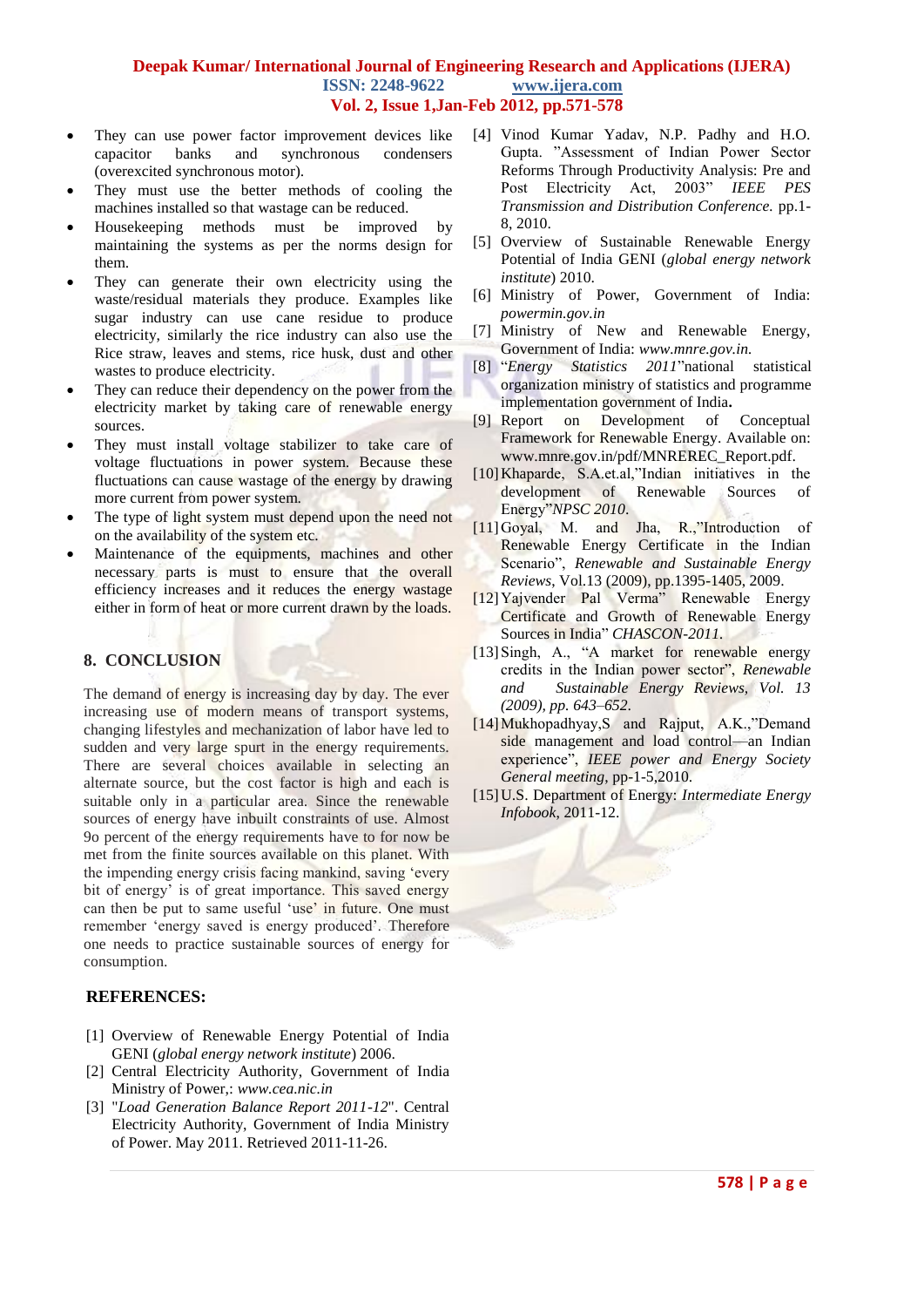- They can use power factor improvement devices like capacitor banks and synchronous condensers (overexcited synchronous motor).
- They must use the better methods of cooling the machines installed so that wastage can be reduced.
- Housekeeping methods must be improved by maintaining the systems as per the norms design for them.
- They can generate their own electricity using the waste/residual materials they produce. Examples like sugar industry can use cane residue to produce electricity, similarly the rice industry can also use the Rice straw, leaves and stems, rice husk, dust and other wastes to produce electricity.
- They can reduce their dependency on the power from the electricity market by taking care of renewable energy sources.
- They must install voltage stabilizer to take care of voltage fluctuations in power system. Because these fluctuations can cause wastage of the energy by drawing more current from power system.
- The type of light system must depend upon the need not on the availability of the system etc.
- Maintenance of the equipments, machines and other necessary parts is must to ensure that the overall efficiency increases and it reduces the energy wastage either in form of heat or more current drawn by the loads.

## 8. CONCLUSION

The demand of energy is increasing day by day. The ever increasing use of modern means of transport systems, changing lifestyles and mechanization of labor have led to sudden and very large spurt in the energy requirements. There are several choices available in selecting an alternate source, but the cost factor is high and each is suitable only in a particular area. Since the renewable sources of energy have inbuilt constraints of use. Almost 9o percent of the energy requirements have to for now be met from the finite sources available on this planet. With the impending energy crisis facing mankind, saving 'every bit of energy' is of great importance. This saved energy can then be put to same useful 'use' in future. One must remember 'energy saved is energy produced'. Therefore one needs to practice sustainable sources of energy for consumption.

## REFERENCES:

[1] Overview of Renewable Energy Potential of India GENI (*global energy network institute*) 2006.

[2] Central Electricity Authority, Government of India Ministry of Power,: *www.cea.nic.in*

[3] "*Load Generation Balance Report 2011-12*". Central Electricity Authority, Government of India Ministry of Power. May 2011. Retrieved 2011-11-26.

[4] Vinod Kumar Yadav, N.P. Padhy and H.O. Gupta. "Assessment of Indian Power Sector Reforms Through Productivity Analysis: Pre and Post Electricity Act, 2003" *IEEE PES Transmission and Distribution Conference.* pp.1-8, 2010.

[5] Overview of Sustainable Renewable Energy Potential of India GENI (*global energy network institute*) 2010.

[6] Ministry of Power, Government of India: *powermin.gov.in*

[7] Ministry of New and Renewable Energy, Government of India: *www.mnre.gov.in.*

[8] "*Energy Statistics 2011*"national statistical organization ministry of statistics and programme implementation government of India**.**

[9] Report on Development of Conceptual Framework for Renewable Energy. Available on: www.mnre.gov.in/pdf/MNREREC_Report.pdf.

[10] Khaparde, S.A.et.al,"Indian initiatives in the development of Renewable Sources of Energy"*NPSC 2010*.

[11] Goyal, M. and Jha, R.,"Introduction of Renewable Energy Certificate in the Indian Scenario", *Renewable and Sustainable Energy Reviews*, Vol.13 (2009), pp.1395-1405, 2009.

[12] Yajvender Pal Verma" Renewable Energy Certificate and Growth of Renewable Energy Sources in India" *CHASCON-2011.*

[13] Singh, A., "A market for renewable energy credits in the Indian power sector", *Renewable and Sustainable Energy Reviews, Vol. 13 (2009), pp. 643–652*.

[14] Mukhopadhyay,S and Rajput, A.K.,"Demand side management and load control—an Indian experience", *IEEE power and Energy Society General meeting*, pp-1-5,2010.

[15] U.S. Department of Energy: *Intermediate Energy Infobook*, 2011-12.